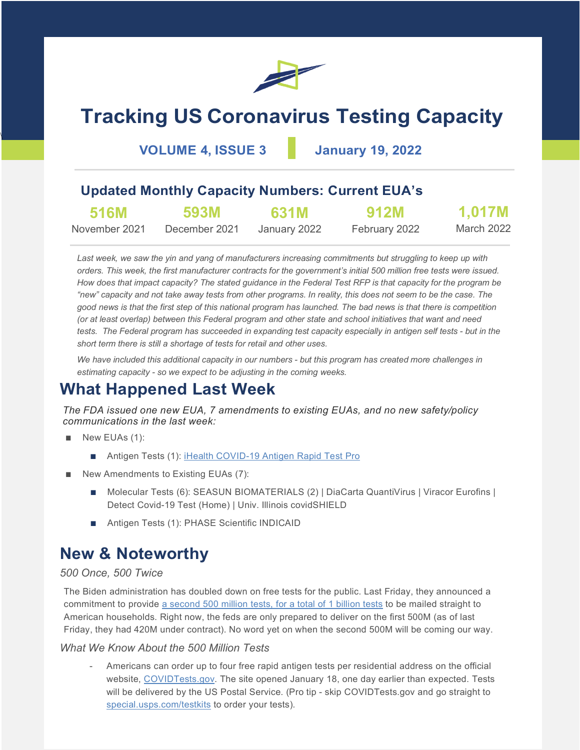# Tracking US Coronavirus Testing Capacity

**VOLUME 4, ISSUE 3** | **January 19, 2022**

## Updated Monthly Capacity Numbers: Current EUA's

| 516M | 593M | 631M | 912M | 1,017M |
|---|---|---|---|---|
| November 2021 | December 2021 | January 2022 | February 2022 | March 2022 |

*Last week, we saw the yin and yang of manufacturers increasing commitments but struggling to keep up with orders. This week, the first manufacturer contracts for the government's initial 500 million free tests were issued. How does that impact capacity? The stated guidance in the Federal Test RFP is that capacity for the program be "new" capacity and not take away tests from other programs. In reality, this does not seem to be the case. The good news is that the first step of this national program has launched. The bad news is that there is competition (or at least overlap) between this Federal program and other state and school initiatives that want and need tests. The Federal program has succeeded in expanding test capacity especially in antigen self tests - but in the short term there is still a shortage of tests for retail and other uses.*

*We have included this additional capacity in our numbers - but this program has created more challenges in estimating capacity - so we expect to be adjusting in the coming weeks.*

## What Happened Last Week

*The FDA issued one new EUA, 7 amendments to existing EUAs, and no new safety/policy communications in the last week:*

- New EUAs (1):
  - Antigen Tests (1): [iHealth COVID-19 Antigen Rapid Test Pro]()
- New Amendments to Existing EUAs (7):
  - Molecular Tests (6): SEASUN BIOMATERIALS (2) | DiaCarta QuantiVirus | Viracor Eurofins | Detect Covid-19 Test (Home) | Univ. Illinois covidSHIELD
  - Antigen Tests (1): PHASE Scientific INDICAID

## New & Noteworthy

*500 Once, 500 Twice*

The Biden administration has doubled down on free tests for the public. Last Friday, they announced a commitment to provide [a second 500 million tests, for a total of 1 billion tests]() to be mailed straight to American households. Right now, the feds are only prepared to deliver on the first 500M (as of last Friday, they had 420M under contract). No word yet on when the second 500M will be coming our way.

*What We Know About the 500 Million Tests*

- Americans can order up to four free rapid antigen tests per residential address on the official website, [COVIDTests.gov](). The site opened January 18, one day earlier than expected. Tests will be delivered by the US Postal Service. (Pro tip - skip COVIDTests.gov and go straight to [special.usps.com/testkits]() to order your tests).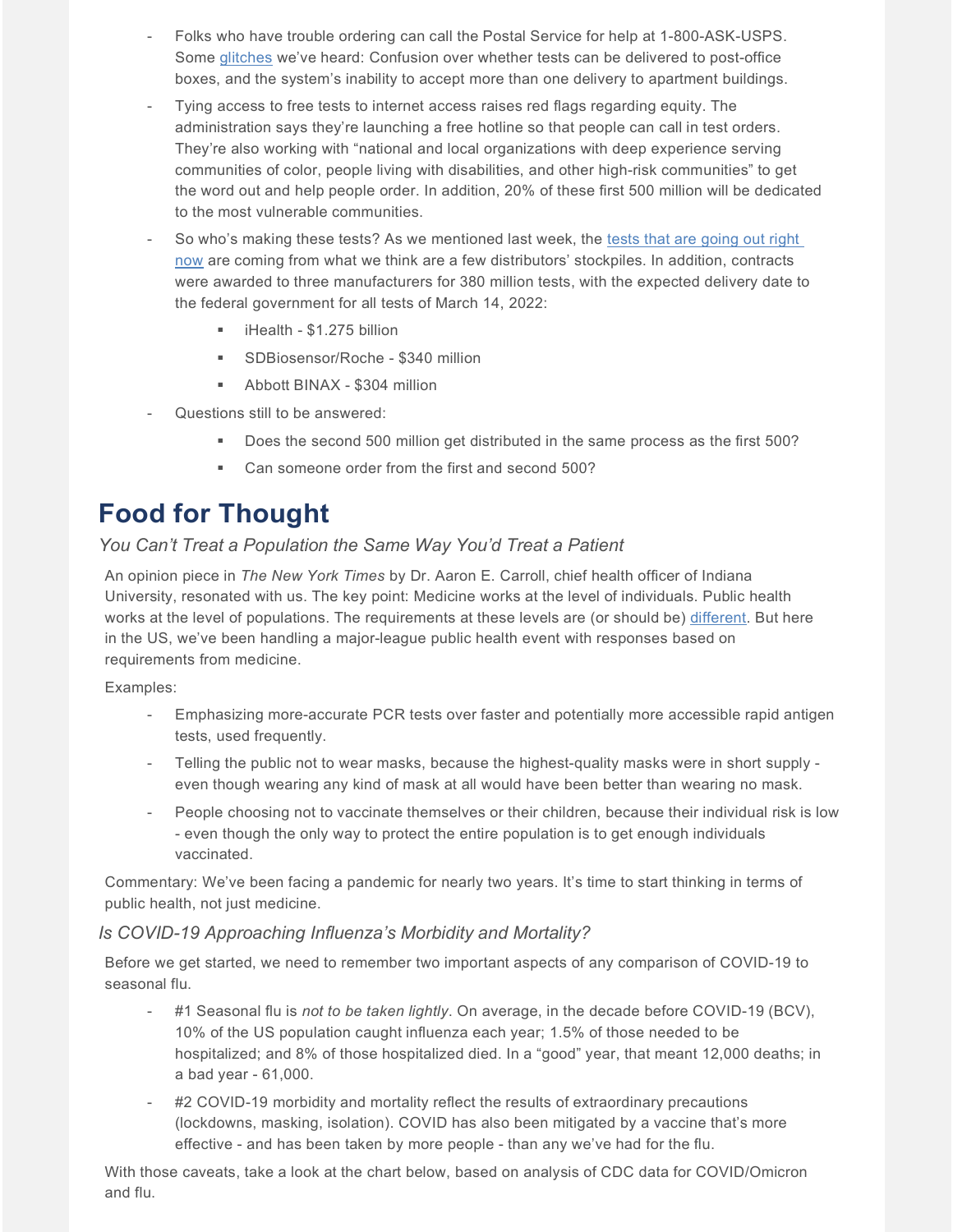- Folks who have trouble ordering can call the Postal Service for help at 1-800-ASK-USPS. Some glitches we've heard: Confusion over whether tests can be delivered to post-office boxes, and the system's inability to accept more than one delivery to apartment buildings.
- Tying access to free tests to internet access raises red flags regarding equity. The administration says they're launching a free hotline so that people can call in test orders. They're also working with "national and local organizations with deep experience serving communities of color, people living with disabilities, and other high-risk communities" to get the word out and help people order. In addition, 20% of these first 500 million will be dedicated to the most vulnerable communities.
- So who's making these tests? As we mentioned last week, the tests that are going out right now are coming from what we think are a few distributors' stockpiles. In addition, contracts were awarded to three manufacturers for 380 million tests, with the expected delivery date to the federal government for all tests of March 14, 2022:
  - iHealth - $1.275 billion
  - SDBiosensor/Roche - $340 million
  - Abbott BINAX - $304 million
- Questions still to be answered:
  - Does the second 500 million get distributed in the same process as the first 500?
  - Can someone order from the first and second 500?

# Food for Thought

### *You Can't Treat a Population the Same Way You'd Treat a Patient*

An opinion piece in *The New York Times* by Dr. Aaron E. Carroll, chief health officer of Indiana University, resonated with us. The key point: Medicine works at the level of individuals. Public health works at the level of populations. The requirements at these levels are (or should be) different. But here in the US, we've been handling a major-league public health event with responses based on requirements from medicine.

Examples:

- Emphasizing more-accurate PCR tests over faster and potentially more accessible rapid antigen tests, used frequently.
- Telling the public not to wear masks, because the highest-quality masks were in short supply - even though wearing any kind of mask at all would have been better than wearing no mask.
- People choosing not to vaccinate themselves or their children, because their individual risk is low - even though the only way to protect the entire population is to get enough individuals vaccinated.

Commentary: We've been facing a pandemic for nearly two years. It's time to start thinking in terms of public health, not just medicine.

### *Is COVID-19 Approaching Influenza's Morbidity and Mortality?*

Before we get started, we need to remember two important aspects of any comparison of COVID-19 to seasonal flu.

- #1 Seasonal flu is *not to be taken lightly*. On average, in the decade before COVID-19 (BCV), 10% of the US population caught influenza each year; 1.5% of those needed to be hospitalized; and 8% of those hospitalized died. In a "good" year, that meant 12,000 deaths; in a bad year - 61,000.
- #2 COVID-19 morbidity and mortality reflect the results of extraordinary precautions (lockdowns, masking, isolation). COVID has also been mitigated by a vaccine that's more effective - and has been taken by more people - than any we've had for the flu.

With those caveats, take a look at the chart below, based on analysis of CDC data for COVID/Omicron and flu.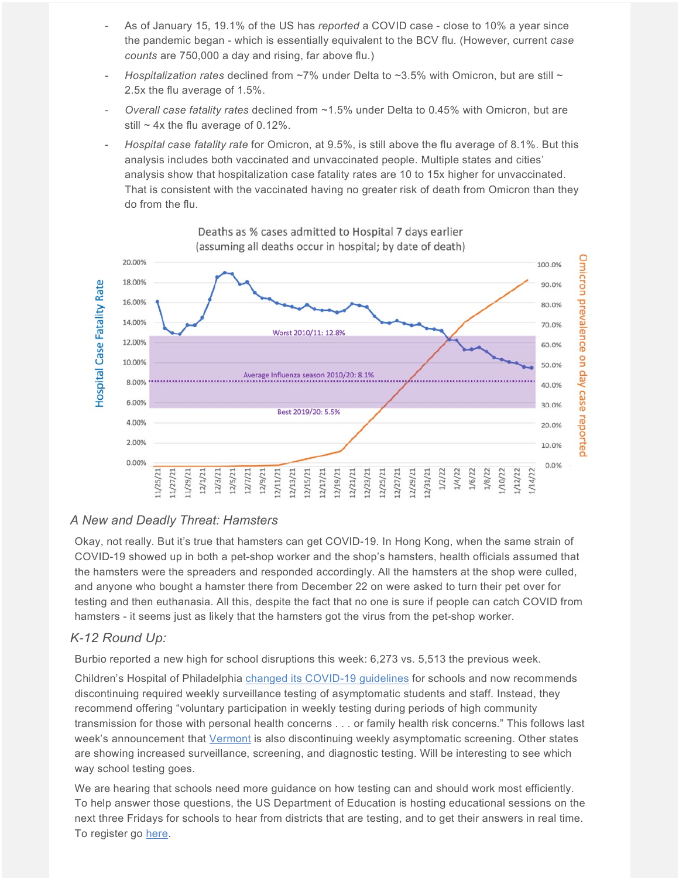- As of January 15, 19.1% of the US has *reported* a COVID case - close to 10% a year since the pandemic began - which is essentially equivalent to the BCV flu. (However, current *case counts* are 750,000 a day and rising, far above flu.)
- *Hospitalization rates* declined from ~7% under Delta to ~3.5% with Omicron, but are still ~ 2.5x the flu average of 1.5%.
- *Overall case fatality rates* declined from ~1.5% under Delta to 0.45% with Omicron, but are still ~ 4x the flu average of 0.12%.
- *Hospital case fatality rate* for Omicron, at 9.5%, is still above the flu average of 8.1%. But this analysis includes both vaccinated and unvaccinated people. Multiple states and cities' analysis show that hospitalization case fatality rates are 10 to 15x higher for unvaccinated. That is consistent with the vaccinated having no greater risk of death from Omicron than they do from the flu.

Deaths as % cases admitted to Hospital 7 days earlier
(assuming all deaths occur in hospital; by date of death)

### *A New and Deadly Threat: Hamsters*

Okay, not really. But it's true that hamsters can get COVID-19. In Hong Kong, when the same strain of COVID-19 showed up in both a pet-shop worker and the shop's hamsters, health officials assumed that the hamsters were the spreaders and responded accordingly. All the hamsters at the shop were culled, and anyone who bought a hamster there from December 22 on were asked to turn their pet over for testing and then euthanasia. All this, despite the fact that no one is sure if people can catch COVID from hamsters - it seems just as likely that the hamsters got the virus from the pet-shop worker.

### *K-12 Round Up:*

Burbio reported a new high for school disruptions this week: 6,273 vs. 5,513 the previous week.

Children's Hospital of Philadelphia changed its COVID-19 guidelines for schools and now recommends discontinuing required weekly surveillance testing of asymptomatic students and staff. Instead, they recommend offering "voluntary participation in weekly testing during periods of high community transmission for those with personal health concerns . . . or family health risk concerns." This follows last week's announcement that Vermont is also discontinuing weekly asymptomatic screening. Other states are showing increased surveillance, screening, and diagnostic testing. Will be interesting to see which way school testing goes.

We are hearing that schools need more guidance on how testing can and should work most efficiently. To help answer those questions, the US Department of Education is hosting educational sessions on the next three Fridays for schools to hear from districts that are testing, and to get their answers in real time. To register go here.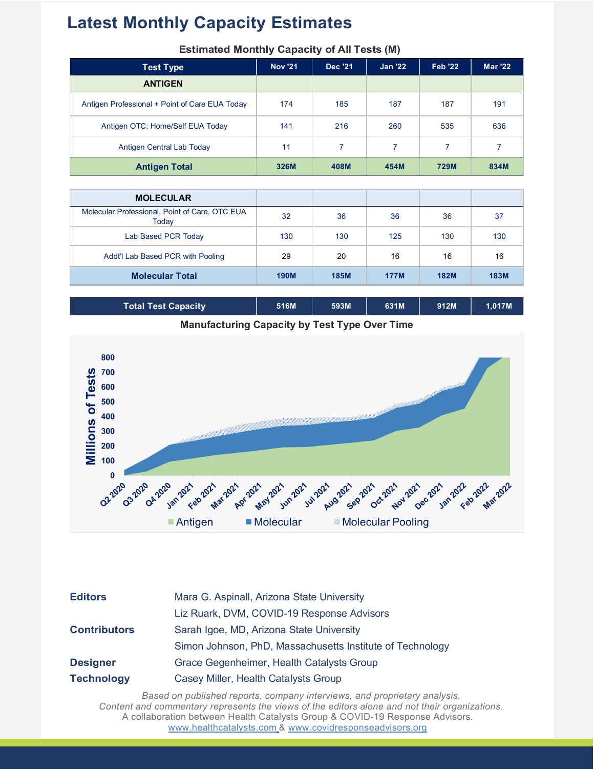# Latest Monthly Capacity Estimates

**Estimated Monthly Capacity of All Tests (M)**

| Test Type | Nov '21 | Dec '21 | Jan '22 | Feb '22 | Mar '22 |
|---|---|---|---|---|---|
| **ANTIGEN** | | | | | |
| Antigen Professional + Point of Care EUA Today | 174 | 185 | 187 | 187 | 191 |
| Antigen OTC: Home/Self EUA Today | 141 | 216 | 260 | 535 | 636 |
| Antigen Central Lab Today | 11 | 7 | 7 | 7 | 7 |
| **Antigen Total** | **326M** | **408M** | **454M** | **729M** | **834M** |
| **MOLECULAR** | | | | | |
| Molecular Professional, Point of Care, OTC EUA Today | 32 | 36 | 36 | 36 | 37 |
| Lab Based PCR Today | 130 | 130 | 125 | 130 | 130 |
| Addt'l Lab Based PCR with Pooling | 29 | 20 | 16 | 16 | 16 |
| **Molecular Total** | **190M** | **185M** | **177M** | **182M** | **183M** |
| **Total Test Capacity** | **516M** | **593M** | **631M** | **912M** | **1,017M** |

**Manufacturing Capacity by Test Type Over Time**

Millions of Tests

800
700
600
500
400
300
200
100
0

Q2 2020, Q3 2020, Q4 2020, Jan 2021, Feb 2021, Mar 2021, Apr 2021, May 2021, Jun 2021, Jul 2021, Aug 2021, Sep 2021, Oct 2021, Nov 2021, Dec 2021, Jan 2022, Feb 2022, Mar 2022

Antigen | Molecular | Molecular Pooling

**Editors** Mara G. Aspinall, Arizona State University
Liz Ruark, DVM, COVID-19 Response Advisors

**Contributors** Sarah Igoe, MD, Arizona State University
Simon Johnson, PhD, Massachusetts Institute of Technology

**Designer** Grace Gegenheimer, Health Catalysts Group

**Technology** Casey Miller, Health Catalysts Group

*Based on published reports, company interviews, and proprietary analysis.*
*Content and commentary represents the views of the editors alone and not their organizations.*
A collaboration between Health Catalysts Group & COVID-19 Response Advisors.
www.healthcatalysts.com & www.covidresponseadvisors.org